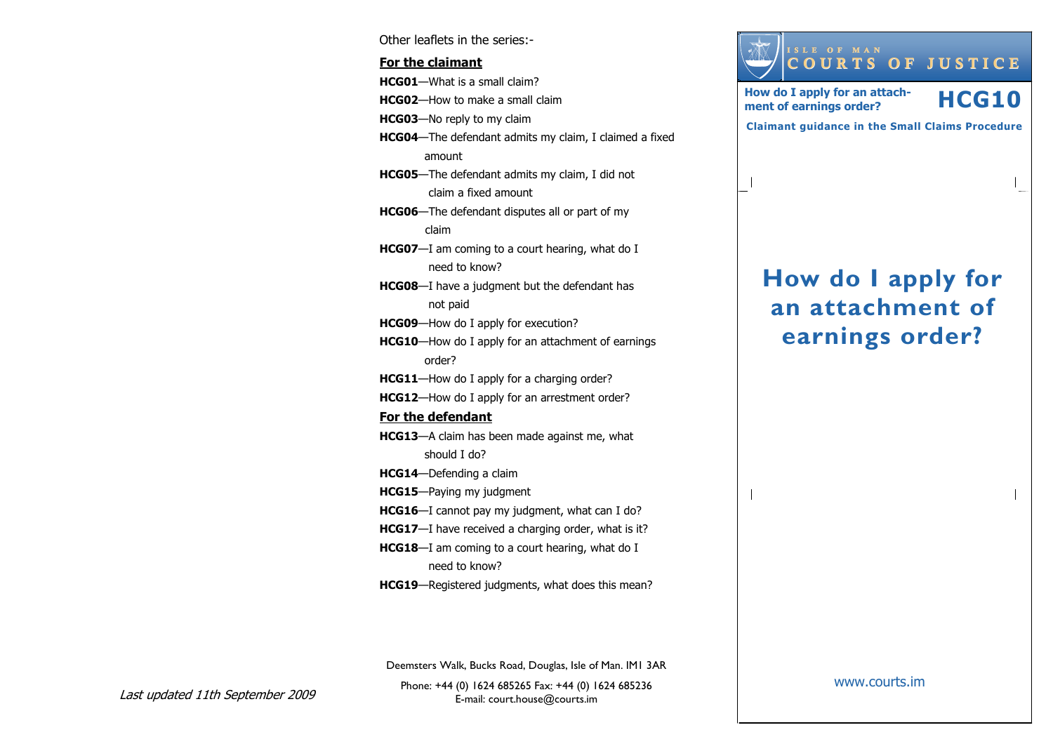Other leaflets in the series:-

**For the claimant**

**HCG01**—What is a small claim?

**HCG02**—How to make a small claim

**HCG03**—No reply to my claim

**HCG04**—The defendant admits my claim, I claimed a fixed amount

**HCG05**—The defendant admits my claim, I did not claim a fixed amount

**HCG06**—The defendant disputes all or part of my claim

**HCG07**—I am coming to a court hearing, what do I need to know?

**HCG08**—I have a judgment but the defendant has not paid

**HCG09**—How do I apply for execution?

**HCG10**—How do I apply for an attachment of earnings order?

**HCG11**—How do I apply for a charging order?

**HCG12**—How do I apply for an arrestment order?

**For the defendant**

**HCG13**—A claim has been made against me, what should I do?

**HCG14**—Defending a claim

**HCG15**—Paying my judgment

**HCG16**—I cannot pay my judgment, what can I do?

**HCG17**—I have received a charging order, what is it?

**HCG18**—I am coming to a court hearing, what do I need to know?

**HCG19**—Registered judgments, what does this mean?

Deemsters Walk, Bucks Road, Douglas, Isle of Man. IM1 3AR

Phone: +44 (0) 1624 685265 Fax: +44 (0) 1624 685236
E-mail: court.house@courts.im

*Last updated 11th September 2009*

ISLE OF MAN
COURTS OF JUSTICE

**How do I apply for an attachment of earnings order?** **HCG10**

**Claimant guidance in the Small Claims Procedure**

# How do I apply for an attachment of earnings order?

www.courts.im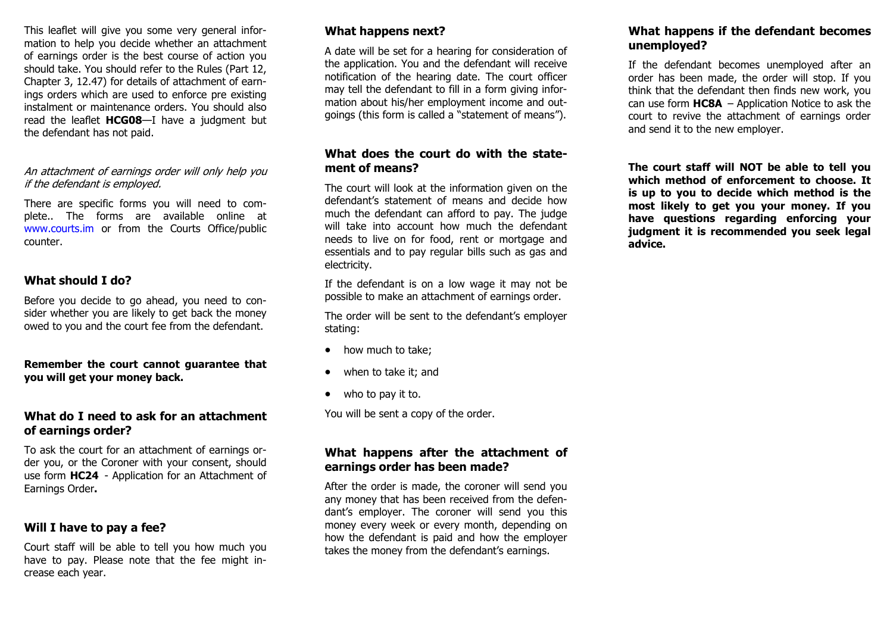This leaflet will give you some very general information to help you decide whether an attachment of earnings order is the best course of action you should take. You should refer to the Rules (Part 12, Chapter 3, 12.47) for details of attachment of earnings orders which are used to enforce pre existing instalment or maintenance orders. You should also read the leaflet **HCG08**—I have a judgment but the defendant has not paid.

*An attachment of earnings order will only help you if the defendant is employed.*

There are specific forms you will need to complete.. The forms are available online at www.courts.im or from the Courts Office/public counter.

## What should I do?

Before you decide to go ahead, you need to consider whether you are likely to get back the money owed to you and the court fee from the defendant.

**Remember the court cannot guarantee that you will get your money back.**

## What do I need to ask for an attachment of earnings order?

To ask the court for an attachment of earnings order you, or the Coroner with your consent, should use form **HC24** - Application for an Attachment of Earnings Order**.**

## Will I have to pay a fee?

Court staff will be able to tell you how much you have to pay. Please note that the fee might increase each year.

## What happens next?

A date will be set for a hearing for consideration of the application. You and the defendant will receive notification of the hearing date. The court officer may tell the defendant to fill in a form giving information about his/her employment income and outgoings (this form is called a "statement of means").

## What does the court do with the statement of means?

The court will look at the information given on the defendant's statement of means and decide how much the defendant can afford to pay. The judge will take into account how much the defendant needs to live on for food, rent or mortgage and essentials and to pay regular bills such as gas and electricity.

If the defendant is on a low wage it may not be possible to make an attachment of earnings order.

The order will be sent to the defendant's employer stating:

- how much to take;
- when to take it; and
- who to pay it to.

You will be sent a copy of the order.

## What happens after the attachment of earnings order has been made?

After the order is made, the coroner will send you any money that has been received from the defendant's employer. The coroner will send you this money every week or every month, depending on how the defendant is paid and how the employer takes the money from the defendant's earnings.

## What happens if the defendant becomes unemployed?

If the defendant becomes unemployed after an order has been made, the order will stop. If you think that the defendant then finds new work, you can use form **HC8A** – Application Notice to ask the court to revive the attachment of earnings order and send it to the new employer.

**The court staff will NOT be able to tell you which method of enforcement to choose. It is up to you to decide which method is the most likely to get you your money. If you have questions regarding enforcing your judgment it is recommended you seek legal advice.**